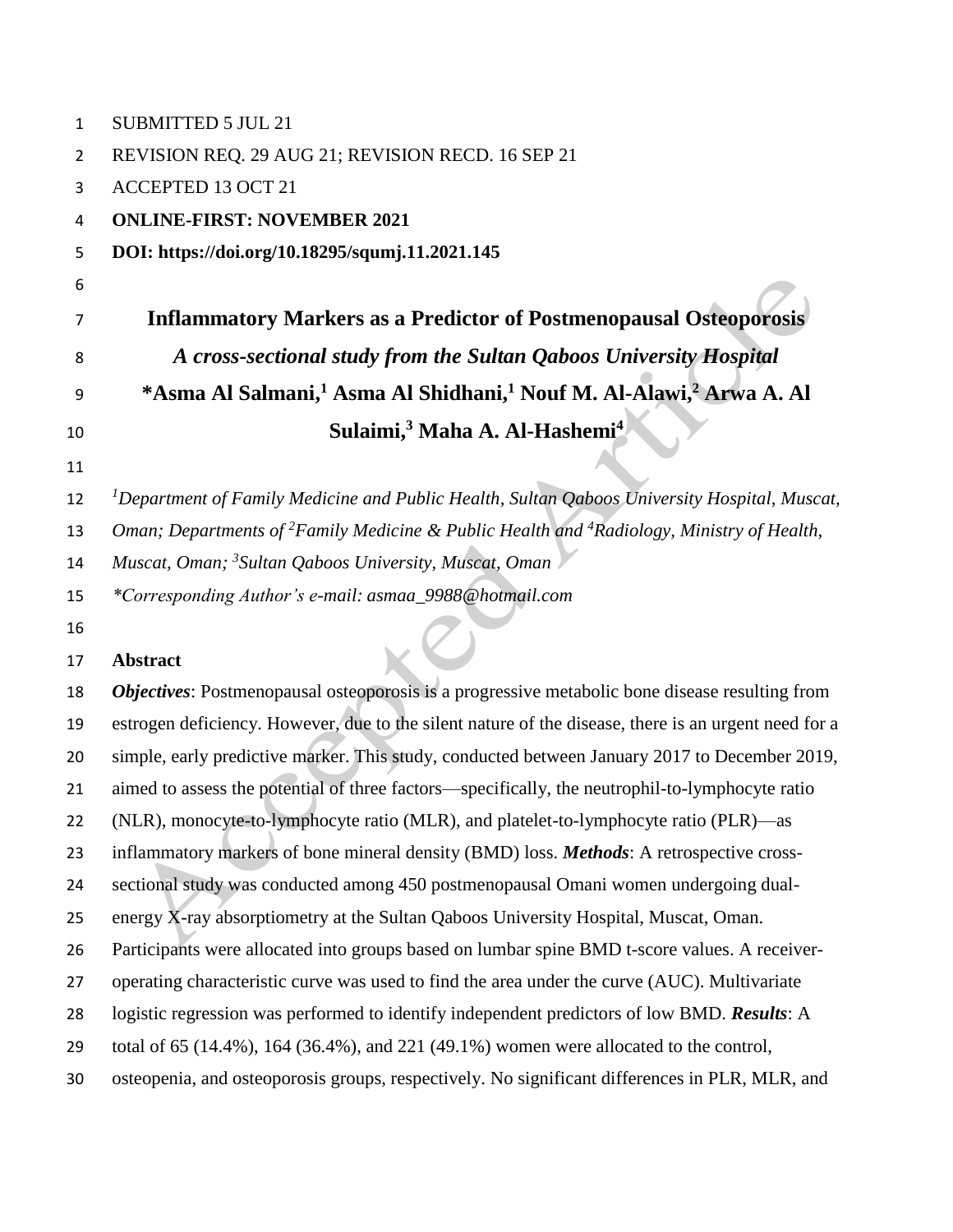SUBMITTED 5 JUL 21

REVISION REQ. 29 AUG 21; REVISION RECD. 16 SEP 21

ACCEPTED 13 OCT 21

**ONLINE-FIRST: NOVEMBER 2021**

**DOI: https://doi.org/10.18295/squmj.11.2021.145**

# Inflammatory Markers as a Predictor of Postmenopausal Osteoporosis

## *A cross-sectional study from the Sultan Qaboos University Hospital*

**\*Asma Al Salmani,[1] Asma Al Shidhani,[1] Nouf M. Al-Alawi,[2] Arwa A. Al Sulaimi,[3] Maha A. Al-Hashemi[4]**

*[1]Department of Family Medicine and Public Health, Sultan Qaboos University Hospital, Muscat, Oman; Departments of [2]Family Medicine & Public Health and [4]Radiology, Ministry of Health, Muscat, Oman; [3]Sultan Qaboos University, Muscat, Oman*

*\*Corresponding Author's e-mail: asmaa_9988@hotmail.com*

**Abstract**

***Objectives***: Postmenopausal osteoporosis is a progressive metabolic bone disease resulting from estrogen deficiency. However, due to the silent nature of the disease, there is an urgent need for a simple, early predictive marker. This study, conducted between January 2017 to December 2019, aimed to assess the potential of three factors—specifically, the neutrophil-to-lymphocyte ratio (NLR), monocyte-to-lymphocyte ratio (MLR), and platelet-to-lymphocyte ratio (PLR)—as inflammatory markers of bone mineral density (BMD) loss. ***Methods***: A retrospective cross-sectional study was conducted among 450 postmenopausal Omani women undergoing dual-energy X-ray absorptiometry at the Sultan Qaboos University Hospital, Muscat, Oman. Participants were allocated into groups based on lumbar spine BMD t-score values. A receiver-operating characteristic curve was used to find the area under the curve (AUC). Multivariate logistic regression was performed to identify independent predictors of low BMD. ***Results***: A total of 65 (14.4%), 164 (36.4%), and 221 (49.1%) women were allocated to the control, osteopenia, and osteoporosis groups, respectively. No significant differences in PLR, MLR, and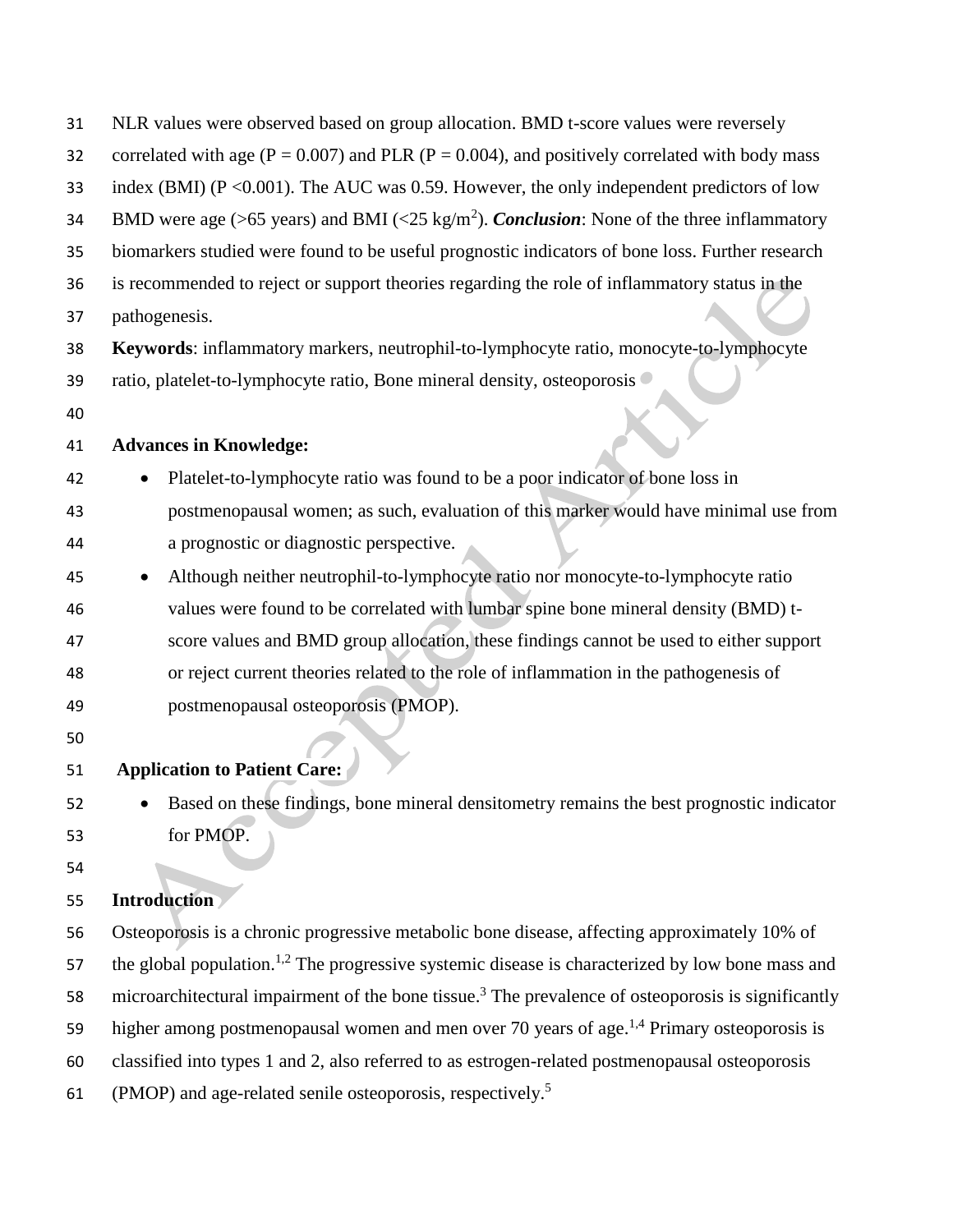NLR values were observed based on group allocation. BMD t-score values were reversely correlated with age (P = 0.007) and PLR (P = 0.004), and positively correlated with body mass index (BMI) (P <0.001). The AUC was 0.59. However, the only independent predictors of low BMD were age (>65 years) and BMI (<25 kg/m$^2$). ***Conclusion***: None of the three inflammatory biomarkers studied were found to be useful prognostic indicators of bone loss. Further research is recommended to reject or support theories regarding the role of inflammatory status in the pathogenesis.

**Keywords**: inflammatory markers, neutrophil-to-lymphocyte ratio, monocyte-to-lymphocyte ratio, platelet-to-lymphocyte ratio, Bone mineral density, osteoporosis

**Advances in Knowledge:**

- Platelet-to-lymphocyte ratio was found to be a poor indicator of bone loss in postmenopausal women; as such, evaluation of this marker would have minimal use from a prognostic or diagnostic perspective.
- Although neither neutrophil-to-lymphocyte ratio nor monocyte-to-lymphocyte ratio values were found to be correlated with lumbar spine bone mineral density (BMD) t-score values and BMD group allocation, these findings cannot be used to either support or reject current theories related to the role of inflammation in the pathogenesis of postmenopausal osteoporosis (PMOP).

**Application to Patient Care:**

- Based on these findings, bone mineral densitometry remains the best prognostic indicator for PMOP.

## Introduction

Osteoporosis is a chronic progressive metabolic bone disease, affecting approximately 10% of the global population.[1,2] The progressive systemic disease is characterized by low bone mass and microarchitectural impairment of the bone tissue.[3] The prevalence of osteoporosis is significantly higher among postmenopausal women and men over 70 years of age.[1,4] Primary osteoporosis is classified into types 1 and 2, also referred to as estrogen-related postmenopausal osteoporosis (PMOP) and age-related senile osteoporosis, respectively.[5]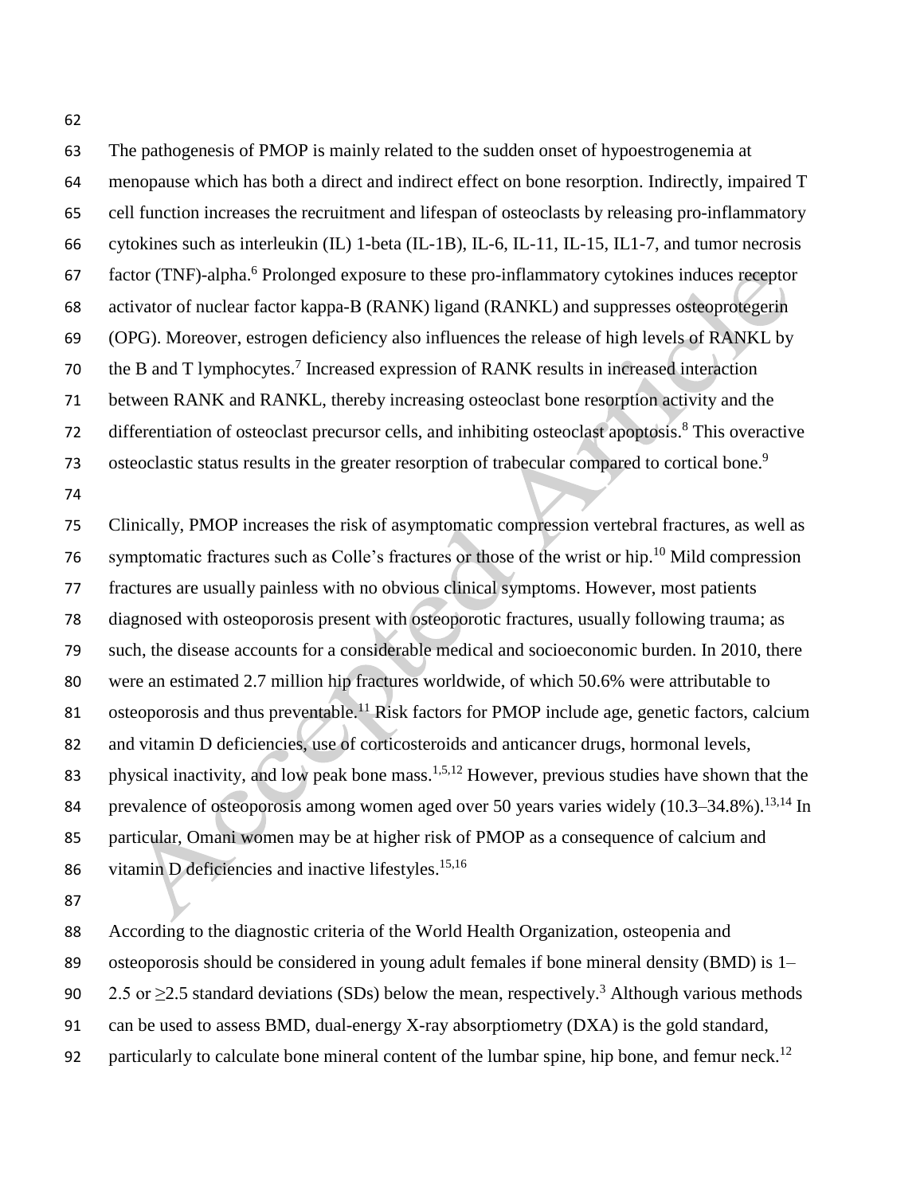The pathogenesis of PMOP is mainly related to the sudden onset of hypoestrogenemia at menopause which has both a direct and indirect effect on bone resorption. Indirectly, impaired T cell function increases the recruitment and lifespan of osteoclasts by releasing pro-inflammatory cytokines such as interleukin (IL) 1-beta (IL-1B), IL-6, IL-11, IL-15, IL1-7, and tumor necrosis factor (TNF)-alpha.[6] Prolonged exposure to these pro-inflammatory cytokines induces receptor activator of nuclear factor kappa-B (RANK) ligand (RANKL) and suppresses osteoprotegerin (OPG). Moreover, estrogen deficiency also influences the release of high levels of RANKL by the B and T lymphocytes.[7] Increased expression of RANK results in increased interaction between RANK and RANKL, thereby increasing osteoclast bone resorption activity and the differentiation of osteoclast precursor cells, and inhibiting osteoclast apoptosis.[8] This overactive osteoclastic status results in the greater resorption of trabecular compared to cortical bone.[9]

Clinically, PMOP increases the risk of asymptomatic compression vertebral fractures, as well as symptomatic fractures such as Colle's fractures or those of the wrist or hip.[10] Mild compression fractures are usually painless with no obvious clinical symptoms. However, most patients diagnosed with osteoporosis present with osteoporotic fractures, usually following trauma; as such, the disease accounts for a considerable medical and socioeconomic burden. In 2010, there were an estimated 2.7 million hip fractures worldwide, of which 50.6% were attributable to osteoporosis and thus preventable.[11] Risk factors for PMOP include age, genetic factors, calcium and vitamin D deficiencies, use of corticosteroids and anticancer drugs, hormonal levels, physical inactivity, and low peak bone mass.[1,5,12] However, previous studies have shown that the prevalence of osteoporosis among women aged over 50 years varies widely (10.3–34.8%).[13,14] In particular, Omani women may be at higher risk of PMOP as a consequence of calcium and vitamin D deficiencies and inactive lifestyles.[15,16]

According to the diagnostic criteria of the World Health Organization, osteopenia and osteoporosis should be considered in young adult females if bone mineral density (BMD) is 1–2.5 or ≥2.5 standard deviations (SDs) below the mean, respectively.[3] Although various methods can be used to assess BMD, dual-energy X-ray absorptiometry (DXA) is the gold standard, particularly to calculate bone mineral content of the lumbar spine, hip bone, and femur neck.[12]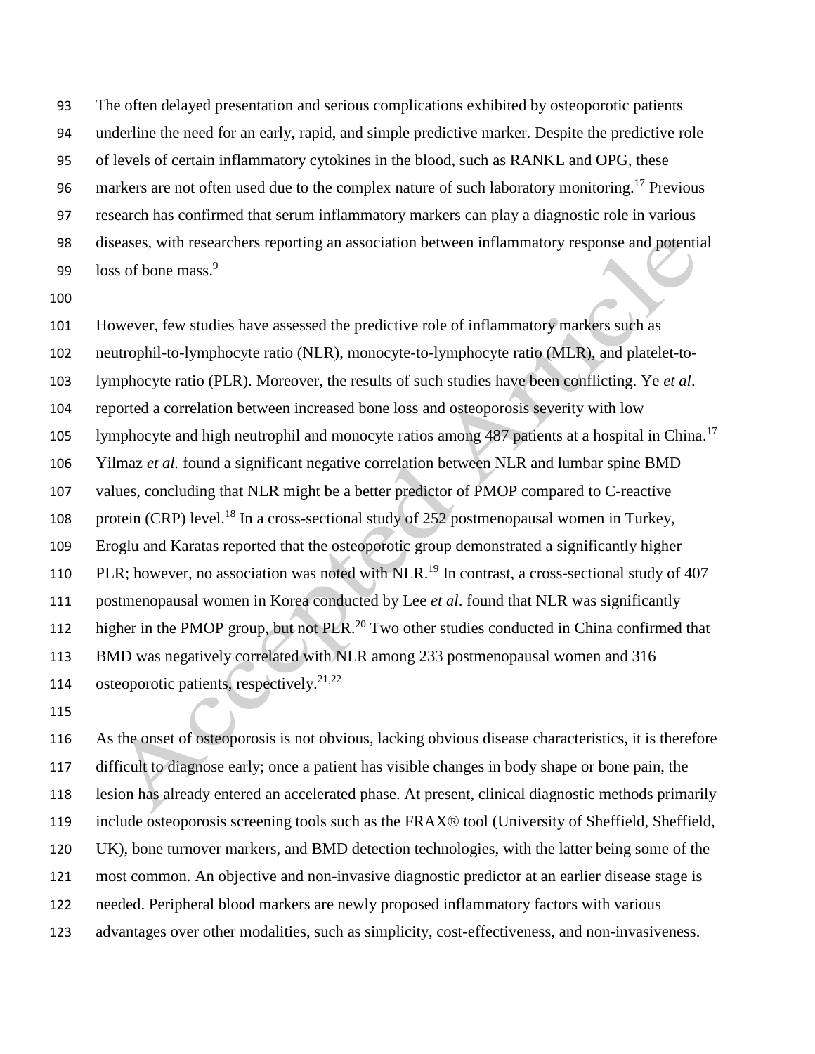The often delayed presentation and serious complications exhibited by osteoporotic patients underline the need for an early, rapid, and simple predictive marker. Despite the predictive role of levels of certain inflammatory cytokines in the blood, such as RANKL and OPG, these markers are not often used due to the complex nature of such laboratory monitoring.[17] Previous research has confirmed that serum inflammatory markers can play a diagnostic role in various diseases, with researchers reporting an association between inflammatory response and potential loss of bone mass.[9]

However, few studies have assessed the predictive role of inflammatory markers such as neutrophil-to-lymphocyte ratio (NLR), monocyte-to-lymphocyte ratio (MLR), and platelet-to-lymphocyte ratio (PLR). Moreover, the results of such studies have been conflicting. Ye *et al*. reported a correlation between increased bone loss and osteoporosis severity with low lymphocyte and high neutrophil and monocyte ratios among 487 patients at a hospital in China.[17] Yilmaz *et al.* found a significant negative correlation between NLR and lumbar spine BMD values, concluding that NLR might be a better predictor of PMOP compared to C-reactive protein (CRP) level.[18] In a cross-sectional study of 252 postmenopausal women in Turkey, Eroglu and Karatas reported that the osteoporotic group demonstrated a significantly higher PLR; however, no association was noted with NLR.[19] In contrast, a cross-sectional study of 407 postmenopausal women in Korea conducted by Lee *et al*. found that NLR was significantly higher in the PMOP group, but not PLR.[20] Two other studies conducted in China confirmed that BMD was negatively correlated with NLR among 233 postmenopausal women and 316 osteoporotic patients, respectively.[21,22]

As the onset of osteoporosis is not obvious, lacking obvious disease characteristics, it is therefore difficult to diagnose early; once a patient has visible changes in body shape or bone pain, the lesion has already entered an accelerated phase. At present, clinical diagnostic methods primarily include osteoporosis screening tools such as the FRAX® tool (University of Sheffield, Sheffield, UK), bone turnover markers, and BMD detection technologies, with the latter being some of the most common. An objective and non-invasive diagnostic predictor at an earlier disease stage is needed. Peripheral blood markers are newly proposed inflammatory factors with various advantages over other modalities, such as simplicity, cost-effectiveness, and non-invasiveness.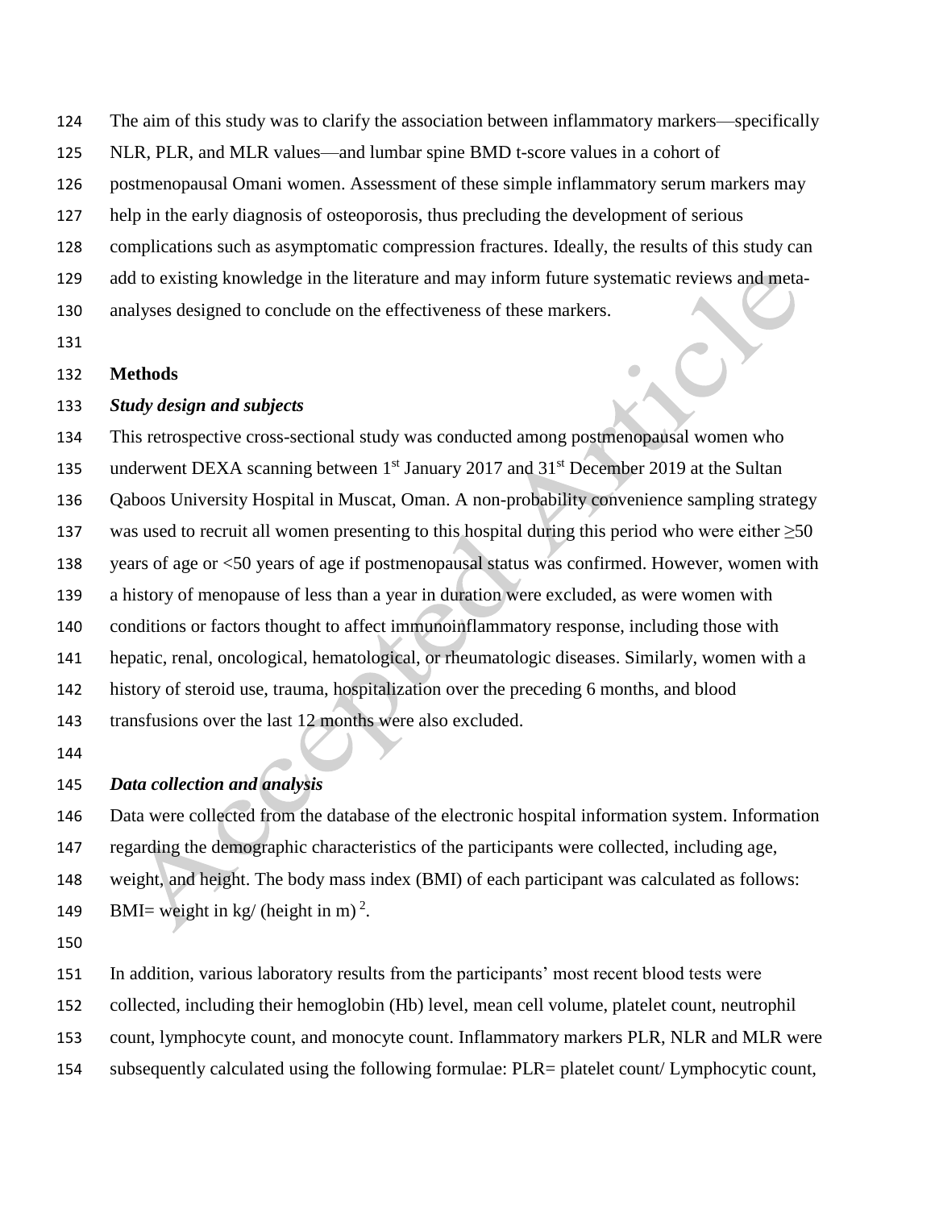The aim of this study was to clarify the association between inflammatory markers—specifically NLR, PLR, and MLR values—and lumbar spine BMD t-score values in a cohort of postmenopausal Omani women. Assessment of these simple inflammatory serum markers may help in the early diagnosis of osteoporosis, thus precluding the development of serious complications such as asymptomatic compression fractures. Ideally, the results of this study can add to existing knowledge in the literature and may inform future systematic reviews and meta-analyses designed to conclude on the effectiveness of these markers.

## Methods

### *Study design and subjects*

This retrospective cross-sectional study was conducted among postmenopausal women who underwent DEXA scanning between 1st January 2017 and 31st December 2019 at the Sultan Qaboos University Hospital in Muscat, Oman. A non-probability convenience sampling strategy was used to recruit all women presenting to this hospital during this period who were either ≥50 years of age or <50 years of age if postmenopausal status was confirmed. However, women with a history of menopause of less than a year in duration were excluded, as were women with conditions or factors thought to affect immunoinflammatory response, including those with hepatic, renal, oncological, hematological, or rheumatologic diseases. Similarly, women with a history of steroid use, trauma, hospitalization over the preceding 6 months, and blood transfusions over the last 12 months were also excluded.

### *Data collection and analysis*

Data were collected from the database of the electronic hospital information system. Information regarding the demographic characteristics of the participants were collected, including age, weight, and height. The body mass index (BMI) of each participant was calculated as follows: BMI= weight in kg/ (height in m)$^2$.

In addition, various laboratory results from the participants' most recent blood tests were collected, including their hemoglobin (Hb) level, mean cell volume, platelet count, neutrophil count, lymphocyte count, and monocyte count. Inflammatory markers PLR, NLR and MLR were subsequently calculated using the following formulae: PLR= platelet count/ Lymphocytic count,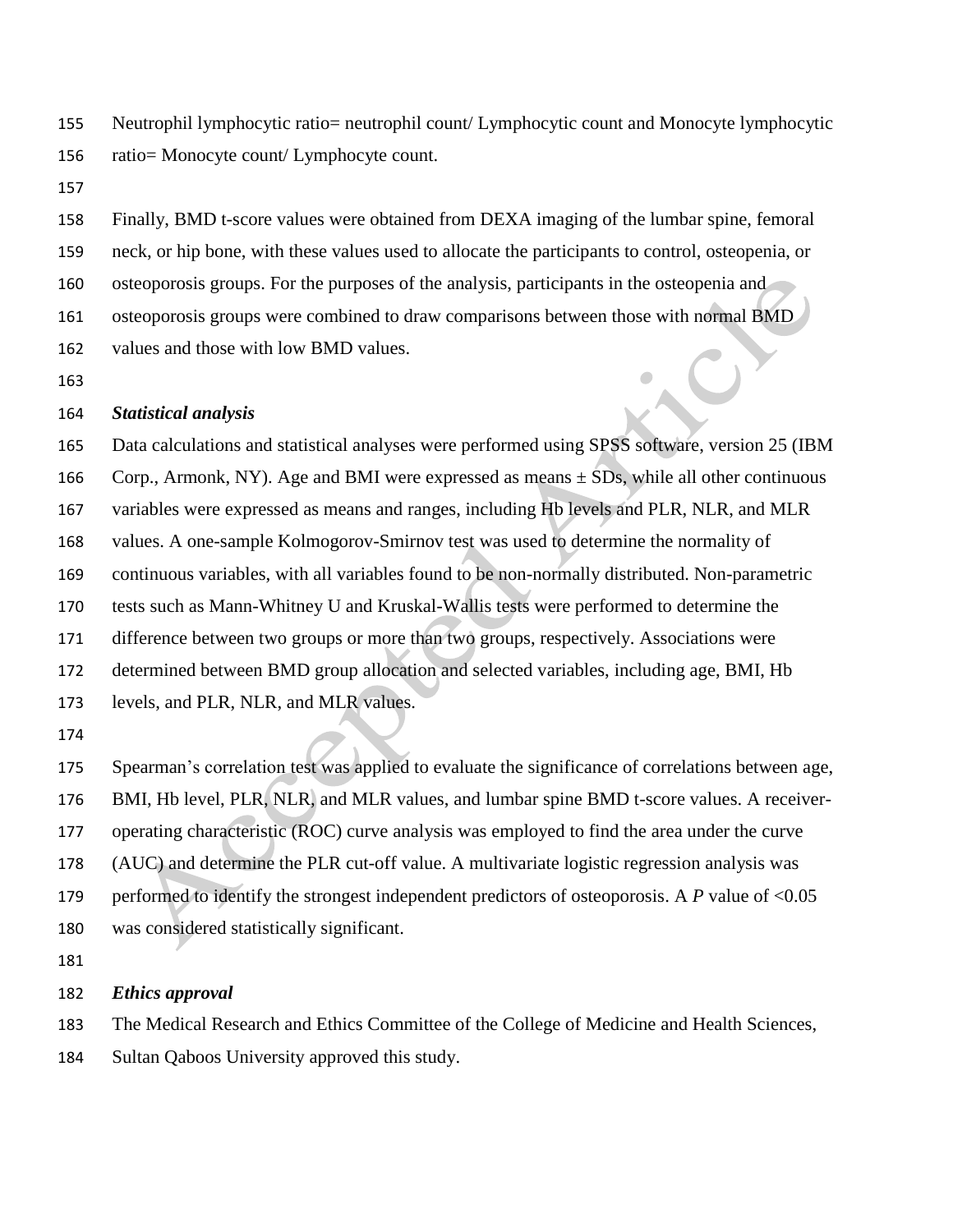Neutrophil lymphocytic ratio= neutrophil count/ Lymphocytic count and Monocyte lymphocytic ratio= Monocyte count/ Lymphocyte count.

Finally, BMD t-score values were obtained from DEXA imaging of the lumbar spine, femoral neck, or hip bone, with these values used to allocate the participants to control, osteopenia, or osteoporosis groups. For the purposes of the analysis, participants in the osteopenia and osteoporosis groups were combined to draw comparisons between those with normal BMD values and those with low BMD values.

***Statistical analysis***

Data calculations and statistical analyses were performed using SPSS software, version 25 (IBM Corp., Armonk, NY). Age and BMI were expressed as means ± SDs, while all other continuous variables were expressed as means and ranges, including Hb levels and PLR, NLR, and MLR values. A one-sample Kolmogorov-Smirnov test was used to determine the normality of continuous variables, with all variables found to be non-normally distributed. Non-parametric tests such as Mann-Whitney U and Kruskal-Wallis tests were performed to determine the difference between two groups or more than two groups, respectively. Associations were determined between BMD group allocation and selected variables, including age, BMI, Hb levels, and PLR, NLR, and MLR values.

Spearman's correlation test was applied to evaluate the significance of correlations between age, BMI, Hb level, PLR, NLR, and MLR values, and lumbar spine BMD t-score values. A receiver-operating characteristic (ROC) curve analysis was employed to find the area under the curve (AUC) and determine the PLR cut-off value. A multivariate logistic regression analysis was performed to identify the strongest independent predictors of osteoporosis. A $P$ value of $<0.05$ was considered statistically significant.

***Ethics approval***

The Medical Research and Ethics Committee of the College of Medicine and Health Sciences, Sultan Qaboos University approved this study.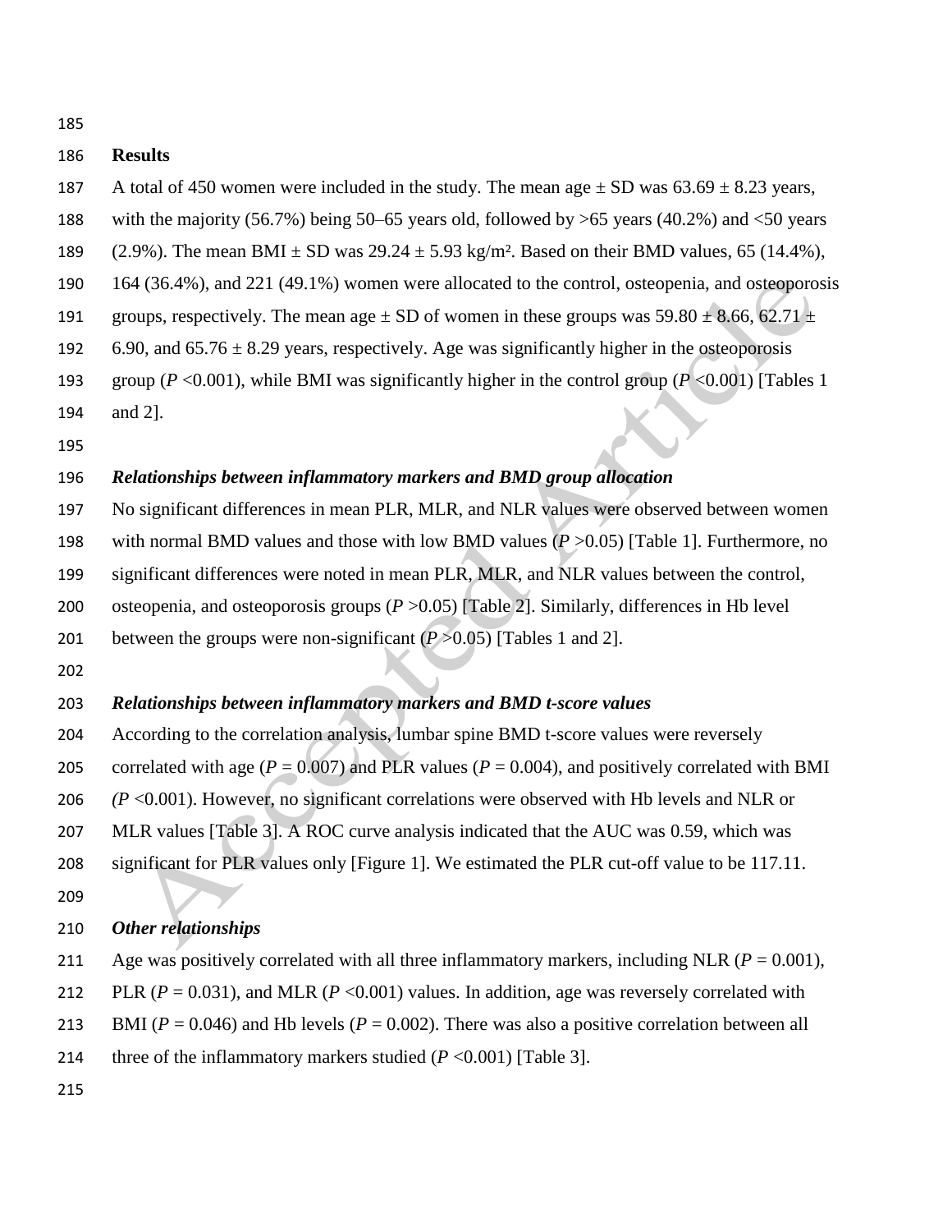## Results

A total of 450 women were included in the study. The mean age ± SD was 63.69 ± 8.23 years, with the majority (56.7%) being 50–65 years old, followed by >65 years (40.2%) and <50 years (2.9%). The mean BMI ± SD was 29.24 ± 5.93 kg/m². Based on their BMD values, 65 (14.4%), 164 (36.4%), and 221 (49.1%) women were allocated to the control, osteopenia, and osteoporosis groups, respectively. The mean age ± SD of women in these groups was 59.80 ± 8.66, 62.71 ± 6.90, and 65.76 ± 8.29 years, respectively. Age was significantly higher in the osteoporosis group (*P* <0.001), while BMI was significantly higher in the control group (*P* <0.001) [Tables 1 and 2].

### *Relationships between inflammatory markers and BMD group allocation*

No significant differences in mean PLR, MLR, and NLR values were observed between women with normal BMD values and those with low BMD values (*P* >0.05) [Table 1]. Furthermore, no significant differences were noted in mean PLR, MLR, and NLR values between the control, osteopenia, and osteoporosis groups (*P* >0.05) [Table 2]. Similarly, differences in Hb level between the groups were non-significant (*P* >0.05) [Tables 1 and 2].

### *Relationships between inflammatory markers and BMD t-score values*

According to the correlation analysis, lumbar spine BMD t-score values were reversely correlated with age (*P* = 0.007) and PLR values (*P* = 0.004), and positively correlated with BMI (*P* <0.001). However, no significant correlations were observed with Hb levels and NLR or MLR values [Table 3]. A ROC curve analysis indicated that the AUC was 0.59, which was significant for PLR values only [Figure 1]. We estimated the PLR cut-off value to be 117.11.

### *Other relationships*

Age was positively correlated with all three inflammatory markers, including NLR (*P* = 0.001), PLR (*P* = 0.031), and MLR (*P* <0.001) values. In addition, age was reversely correlated with BMI (*P* = 0.046) and Hb levels (*P* = 0.002). There was also a positive correlation between all three of the inflammatory markers studied (*P* <0.001) [Table 3].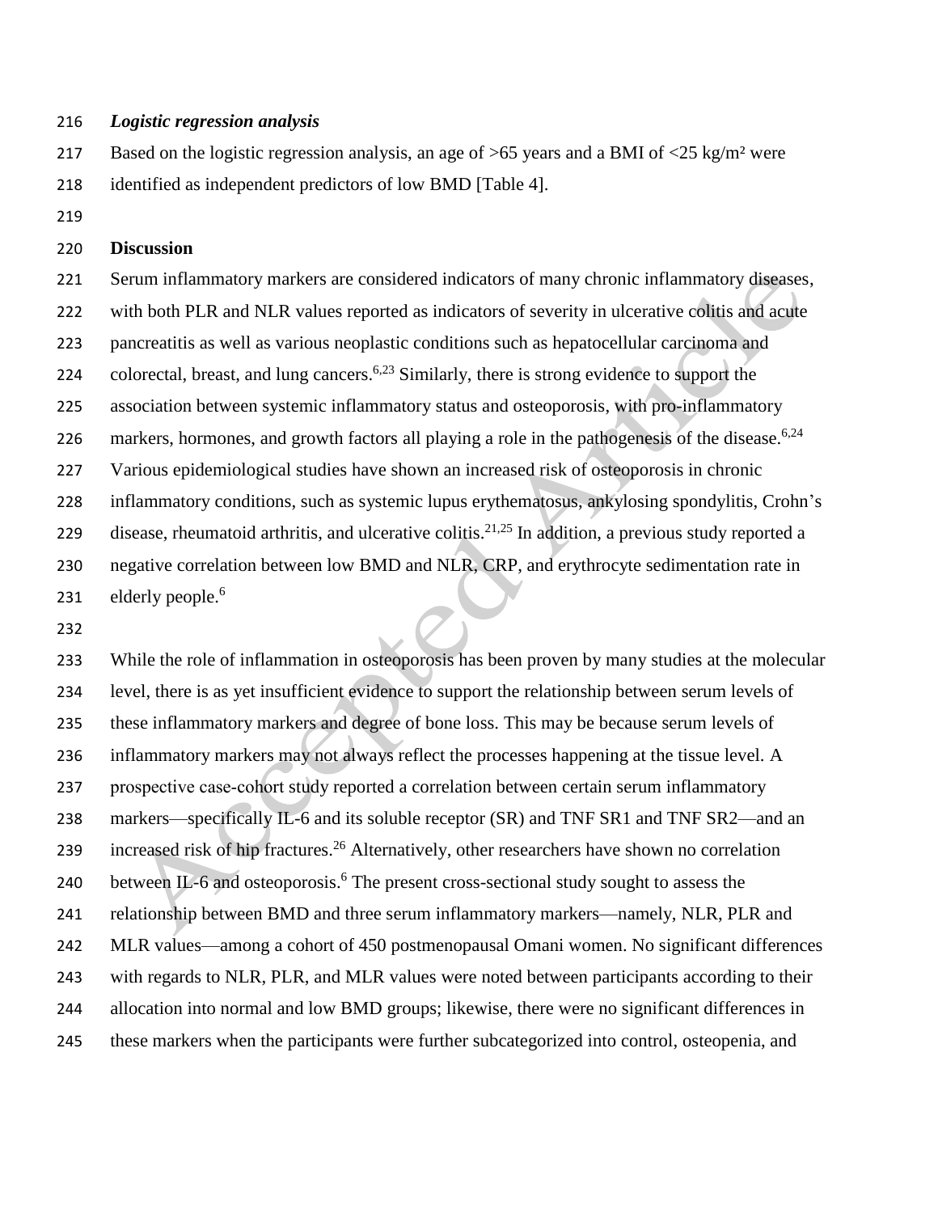### *Logistic regression analysis*

Based on the logistic regression analysis, an age of >65 years and a BMI of <25 kg/m² were identified as independent predictors of low BMD [Table 4].

## Discussion

Serum inflammatory markers are considered indicators of many chronic inflammatory diseases, with both PLR and NLR values reported as indicators of severity in ulcerative colitis and acute pancreatitis as well as various neoplastic conditions such as hepatocellular carcinoma and colorectal, breast, and lung cancers.[6,23] Similarly, there is strong evidence to support the association between systemic inflammatory status and osteoporosis, with pro-inflammatory markers, hormones, and growth factors all playing a role in the pathogenesis of the disease.[6,24] Various epidemiological studies have shown an increased risk of osteoporosis in chronic inflammatory conditions, such as systemic lupus erythematosus, ankylosing spondylitis, Crohn's disease, rheumatoid arthritis, and ulcerative colitis.[21,25] In addition, a previous study reported a negative correlation between low BMD and NLR, CRP, and erythrocyte sedimentation rate in elderly people.[6]

While the role of inflammation in osteoporosis has been proven by many studies at the molecular level, there is as yet insufficient evidence to support the relationship between serum levels of these inflammatory markers and degree of bone loss. This may be because serum levels of inflammatory markers may not always reflect the processes happening at the tissue level. A prospective case-cohort study reported a correlation between certain serum inflammatory markers—specifically IL-6 and its soluble receptor (SR) and TNF SR1 and TNF SR2—and an increased risk of hip fractures.[26] Alternatively, other researchers have shown no correlation between IL-6 and osteoporosis.[6] The present cross-sectional study sought to assess the relationship between BMD and three serum inflammatory markers—namely, NLR, PLR and MLR values—among a cohort of 450 postmenopausal Omani women. No significant differences with regards to NLR, PLR, and MLR values were noted between participants according to their allocation into normal and low BMD groups; likewise, there were no significant differences in these markers when the participants were further subcategorized into control, osteopenia, and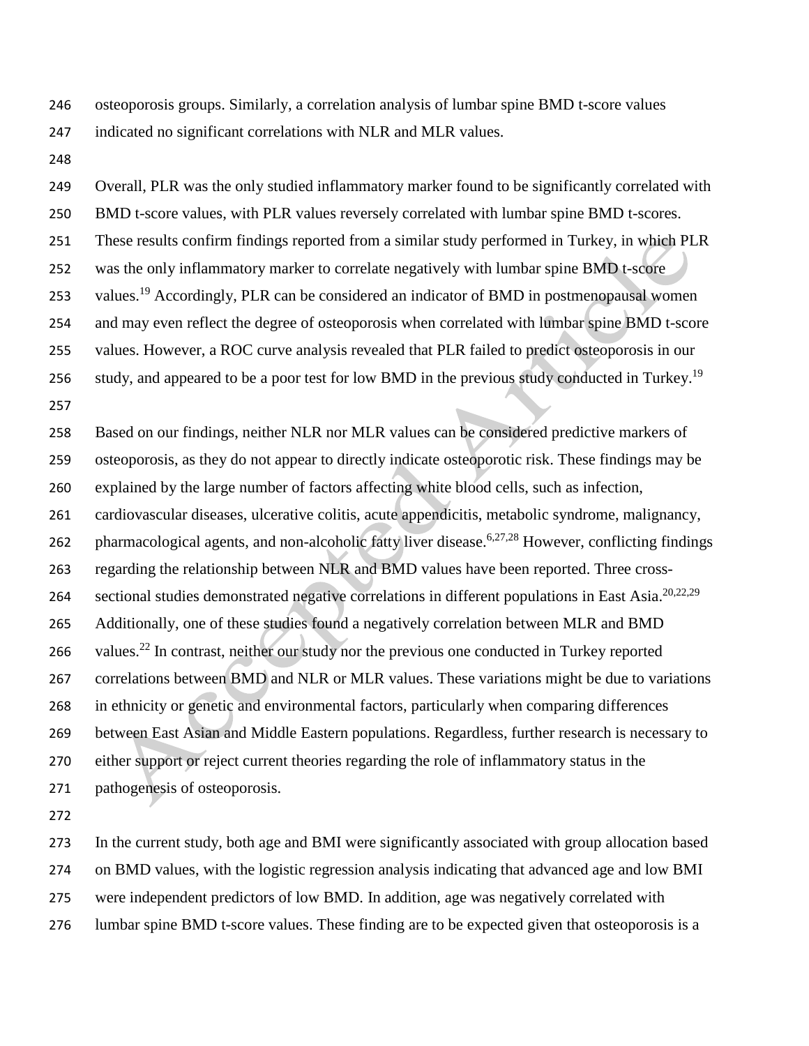osteoporosis groups. Similarly, a correlation analysis of lumbar spine BMD t-score values indicated no significant correlations with NLR and MLR values.

Overall, PLR was the only studied inflammatory marker found to be significantly correlated with BMD t-score values, with PLR values reversely correlated with lumbar spine BMD t-scores. These results confirm findings reported from a similar study performed in Turkey, in which PLR was the only inflammatory marker to correlate negatively with lumbar spine BMD t-score values.[19] Accordingly, PLR can be considered an indicator of BMD in postmenopausal women and may even reflect the degree of osteoporosis when correlated with lumbar spine BMD t-score values. However, a ROC curve analysis revealed that PLR failed to predict osteoporosis in our study, and appeared to be a poor test for low BMD in the previous study conducted in Turkey.[19]

Based on our findings, neither NLR nor MLR values can be considered predictive markers of osteoporosis, as they do not appear to directly indicate osteoporotic risk. These findings may be explained by the large number of factors affecting white blood cells, such as infection, cardiovascular diseases, ulcerative colitis, acute appendicitis, metabolic syndrome, malignancy, pharmacological agents, and non-alcoholic fatty liver disease.[6,27,28] However, conflicting findings regarding the relationship between NLR and BMD values have been reported. Three cross-sectional studies demonstrated negative correlations in different populations in East Asia.[20,22,29] Additionally, one of these studies found a negatively correlation between MLR and BMD values.[22] In contrast, neither our study nor the previous one conducted in Turkey reported correlations between BMD and NLR or MLR values. These variations might be due to variations in ethnicity or genetic and environmental factors, particularly when comparing differences between East Asian and Middle Eastern populations. Regardless, further research is necessary to either support or reject current theories regarding the role of inflammatory status in the pathogenesis of osteoporosis.

In the current study, both age and BMI were significantly associated with group allocation based on BMD values, with the logistic regression analysis indicating that advanced age and low BMI were independent predictors of low BMD. In addition, age was negatively correlated with lumbar spine BMD t-score values. These finding are to be expected given that osteoporosis is a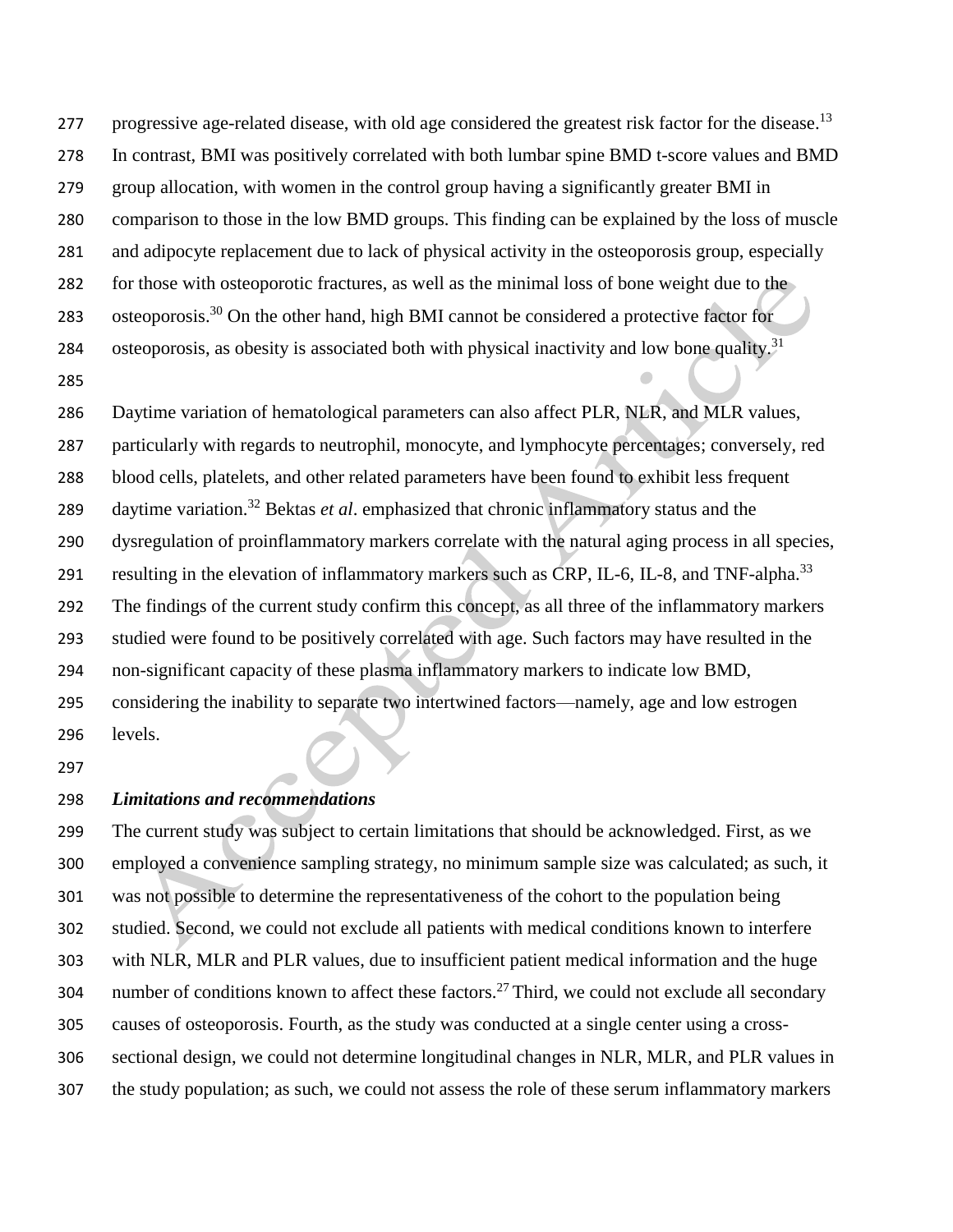progressive age-related disease, with old age considered the greatest risk factor for the disease.[13] In contrast, BMI was positively correlated with both lumbar spine BMD t-score values and BMD group allocation, with women in the control group having a significantly greater BMI in comparison to those in the low BMD groups. This finding can be explained by the loss of muscle and adipocyte replacement due to lack of physical activity in the osteoporosis group, especially for those with osteoporotic fractures, as well as the minimal loss of bone weight due to the osteoporosis.[30] On the other hand, high BMI cannot be considered a protective factor for osteoporosis, as obesity is associated both with physical inactivity and low bone quality.[31]

Daytime variation of hematological parameters can also affect PLR, NLR, and MLR values, particularly with regards to neutrophil, monocyte, and lymphocyte percentages; conversely, red blood cells, platelets, and other related parameters have been found to exhibit less frequent daytime variation.[32] Bektas *et al*. emphasized that chronic inflammatory status and the dysregulation of proinflammatory markers correlate with the natural aging process in all species, resulting in the elevation of inflammatory markers such as CRP, IL-6, IL-8, and TNF-alpha.[33] The findings of the current study confirm this concept, as all three of the inflammatory markers studied were found to be positively correlated with age. Such factors may have resulted in the non-significant capacity of these plasma inflammatory markers to indicate low BMD, considering the inability to separate two intertwined factors—namely, age and low estrogen levels.

### *Limitations and recommendations*

The current study was subject to certain limitations that should be acknowledged. First, as we employed a convenience sampling strategy, no minimum sample size was calculated; as such, it was not possible to determine the representativeness of the cohort to the population being studied. Second, we could not exclude all patients with medical conditions known to interfere with NLR, MLR and PLR values, due to insufficient patient medical information and the huge number of conditions known to affect these factors.[27] Third, we could not exclude all secondary causes of osteoporosis. Fourth, as the study was conducted at a single center using a cross-sectional design, we could not determine longitudinal changes in NLR, MLR, and PLR values in the study population; as such, we could not assess the role of these serum inflammatory markers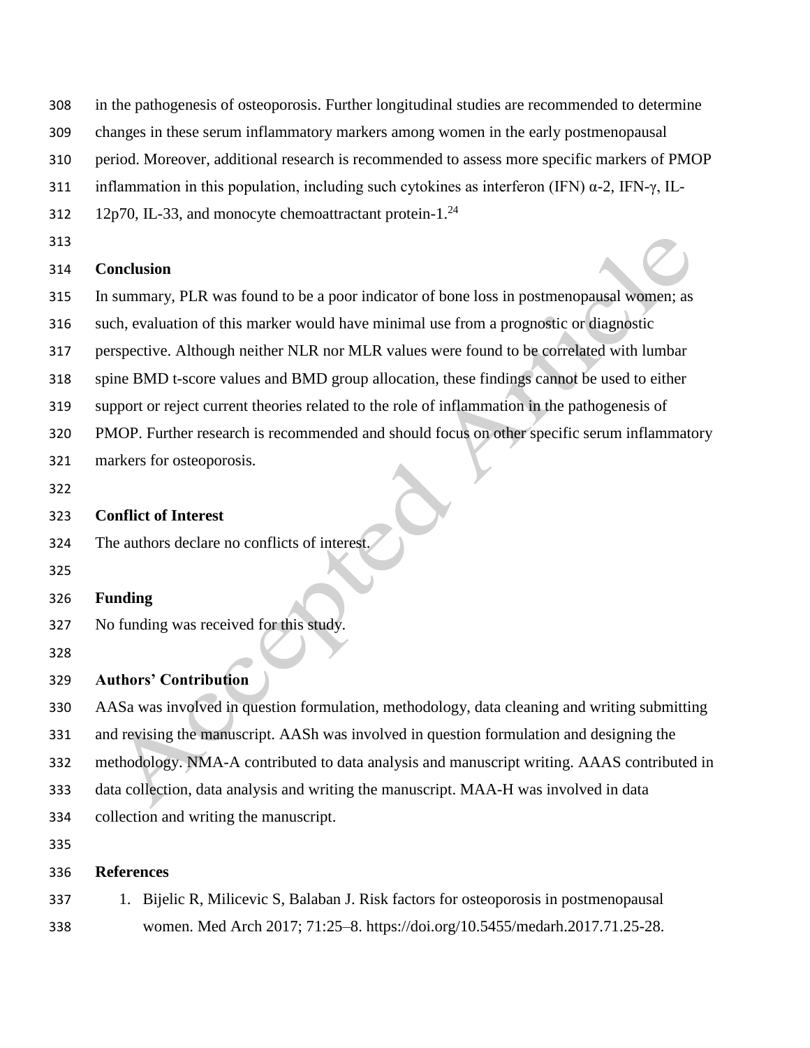in the pathogenesis of osteoporosis. Further longitudinal studies are recommended to determine changes in these serum inflammatory markers among women in the early postmenopausal period. Moreover, additional research is recommended to assess more specific markers of PMOP inflammation in this population, including such cytokines as interferon (IFN) α-2, IFN-γ, IL-12p70, IL-33, and monocyte chemoattractant protein-1.[24]

## Conclusion

In summary, PLR was found to be a poor indicator of bone loss in postmenopausal women; as such, evaluation of this marker would have minimal use from a prognostic or diagnostic perspective. Although neither NLR nor MLR values were found to be correlated with lumbar spine BMD t-score values and BMD group allocation, these findings cannot be used to either support or reject current theories related to the role of inflammation in the pathogenesis of PMOP. Further research is recommended and should focus on other specific serum inflammatory markers for osteoporosis.

## Conflict of Interest

The authors declare no conflicts of interest.

## Funding

No funding was received for this study.

## Authors' Contribution

AASa was involved in question formulation, methodology, data cleaning and writing submitting and revising the manuscript. AASh was involved in question formulation and designing the methodology. NMA-A contributed to data analysis and manuscript writing. AAAS contributed in data collection, data analysis and writing the manuscript. MAA-H was involved in data collection and writing the manuscript.

## References

1. Bijelic R, Milicevic S, Balaban J. Risk factors for osteoporosis in postmenopausal women. Med Arch 2017; 71:25–8. https://doi.org/10.5455/medarh.2017.71.25-28.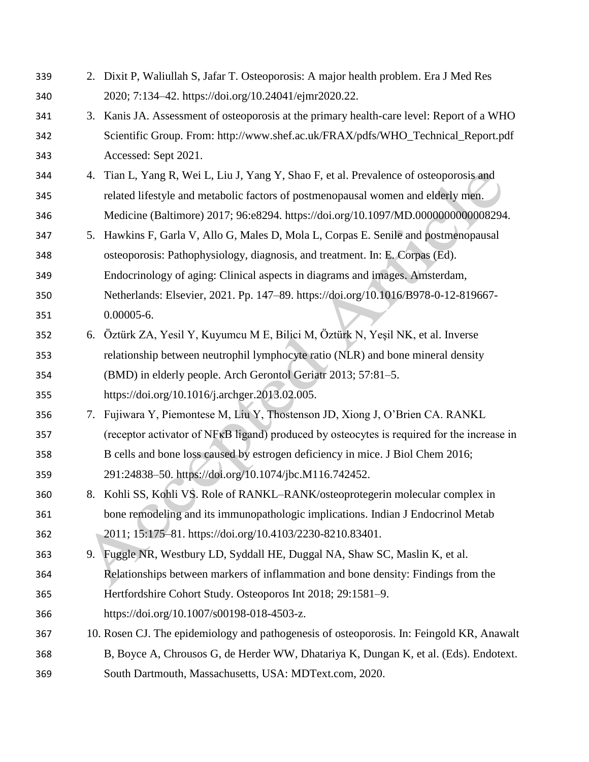2. Dixit P, Waliullah S, Jafar T. Osteoporosis: A major health problem. Era J Med Res 2020; 7:134–42. https://doi.org/10.24041/ejmr2020.22.
3. Kanis JA. Assessment of osteoporosis at the primary health-care level: Report of a WHO Scientific Group. From: http://www.shef.ac.uk/FRAX/pdfs/WHO_Technical_Report.pdf Accessed: Sept 2021.
4. Tian L, Yang R, Wei L, Liu J, Yang Y, Shao F, et al. Prevalence of osteoporosis and related lifestyle and metabolic factors of postmenopausal women and elderly men. Medicine (Baltimore) 2017; 96:e8294. https://doi.org/10.1097/MD.0000000000008294.
5. Hawkins F, Garla V, Allo G, Males D, Mola L, Corpas E. Senile and postmenopausal osteoporosis: Pathophysiology, diagnosis, and treatment. In: E. Corpas (Ed). Endocrinology of aging: Clinical aspects in diagrams and images. Amsterdam, Netherlands: Elsevier, 2021. Pp. 147–89. https://doi.org/10.1016/B978-0-12-819667-0.00005-6.
6. Öztürk ZA, Yesil Y, Kuyumcu M E, Bilici M, Öztürk N, Yeşil NK, et al. Inverse relationship between neutrophil lymphocyte ratio (NLR) and bone mineral density (BMD) in elderly people. Arch Gerontol Geriatr 2013; 57:81–5. https://doi.org/10.1016/j.archger.2013.02.005.
7. Fujiwara Y, Piemontese M, Liu Y, Thostenson JD, Xiong J, O'Brien CA. RANKL (receptor activator of NFκB ligand) produced by osteocytes is required for the increase in B cells and bone loss caused by estrogen deficiency in mice. J Biol Chem 2016; 291:24838–50. https://doi.org/10.1074/jbc.M116.742452.
8. Kohli SS, Kohli VS. Role of RANKL–RANK/osteoprotegerin molecular complex in bone remodeling and its immunopathologic implications. Indian J Endocrinol Metab 2011; 15:175–81. https://doi.org/10.4103/2230-8210.83401.
9. Fuggle NR, Westbury LD, Syddall HE, Duggal NA, Shaw SC, Maslin K, et al. Relationships between markers of inflammation and bone density: Findings from the Hertfordshire Cohort Study. Osteoporos Int 2018; 29:1581–9. https://doi.org/10.1007/s00198-018-4503-z.
10. Rosen CJ. The epidemiology and pathogenesis of osteoporosis. In: Feingold KR, Anawalt B, Boyce A, Chrousos G, de Herder WW, Dhatariya K, Dungan K, et al. (Eds). Endotext. South Dartmouth, Massachusetts, USA: MDText.com, 2020.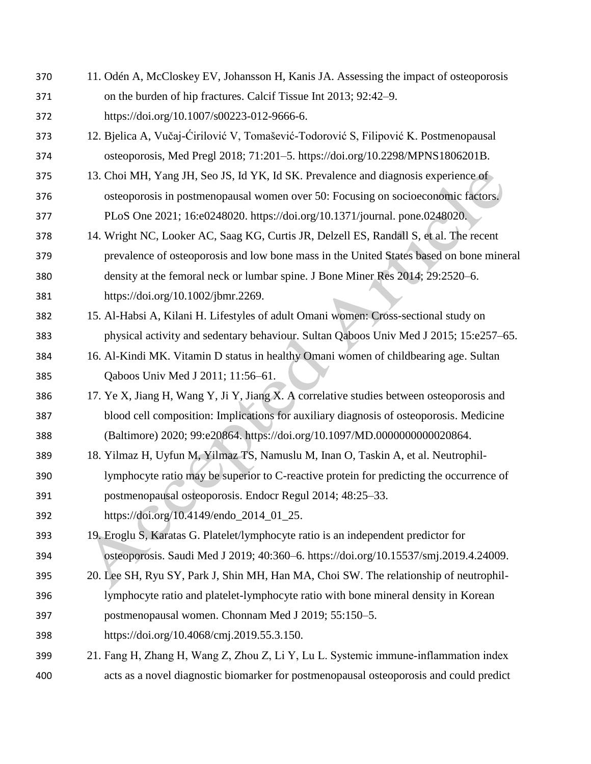11. Odén A, McCloskey EV, Johansson H, Kanis JA. Assessing the impact of osteoporosis on the burden of hip fractures. Calcif Tissue Int 2013; 92:42–9. https://doi.org/10.1007/s00223-012-9666-6.
12. Bjelica A, Vučaj-Ćirilović V, Tomašević-Todorović S, Filipović K. Postmenopausal osteoporosis, Med Pregl 2018; 71:201–5. https://doi.org/10.2298/MPNS1806201B.
13. Choi MH, Yang JH, Seo JS, Id YK, Id SK. Prevalence and diagnosis experience of osteoporosis in postmenopausal women over 50: Focusing on socioeconomic factors. PLoS One 2021; 16:e0248020. https://doi.org/10.1371/journal. pone.0248020.
14. Wright NC, Looker AC, Saag KG, Curtis JR, Delzell ES, Randall S, et al. The recent prevalence of osteoporosis and low bone mass in the United States based on bone mineral density at the femoral neck or lumbar spine. J Bone Miner Res 2014; 29:2520–6. https://doi.org/10.1002/jbmr.2269.
15. Al-Habsi A, Kilani H. Lifestyles of adult Omani women: Cross-sectional study on physical activity and sedentary behaviour. Sultan Qaboos Univ Med J 2015; 15:e257–65.
16. Al-Kindi MK. Vitamin D status in healthy Omani women of childbearing age. Sultan Qaboos Univ Med J 2011; 11:56–61.
17. Ye X, Jiang H, Wang Y, Ji Y, Jiang X. A correlative studies between osteoporosis and blood cell composition: Implications for auxiliary diagnosis of osteoporosis. Medicine (Baltimore) 2020; 99:e20864. https://doi.org/10.1097/MD.0000000000020864.
18. Yilmaz H, Uyfun M, Yilmaz TS, Namuslu M, Inan O, Taskin A, et al. Neutrophil-lymphocyte ratio may be superior to C-reactive protein for predicting the occurrence of postmenopausal osteoporosis. Endocr Regul 2014; 48:25–33. https://doi.org/10.4149/endo_2014_01_25.
19. Eroglu S, Karatas G. Platelet/lymphocyte ratio is an independent predictor for osteoporosis. Saudi Med J 2019; 40:360–6. https://doi.org/10.15537/smj.2019.4.24009.
20. Lee SH, Ryu SY, Park J, Shin MH, Han MA, Choi SW. The relationship of neutrophil-lymphocyte ratio and platelet-lymphocyte ratio with bone mineral density in Korean postmenopausal women. Chonnam Med J 2019; 55:150–5. https://doi.org/10.4068/cmj.2019.55.3.150.
21. Fang H, Zhang H, Wang Z, Zhou Z, Li Y, Lu L. Systemic immune-inflammation index acts as a novel diagnostic biomarker for postmenopausal osteoporosis and could predict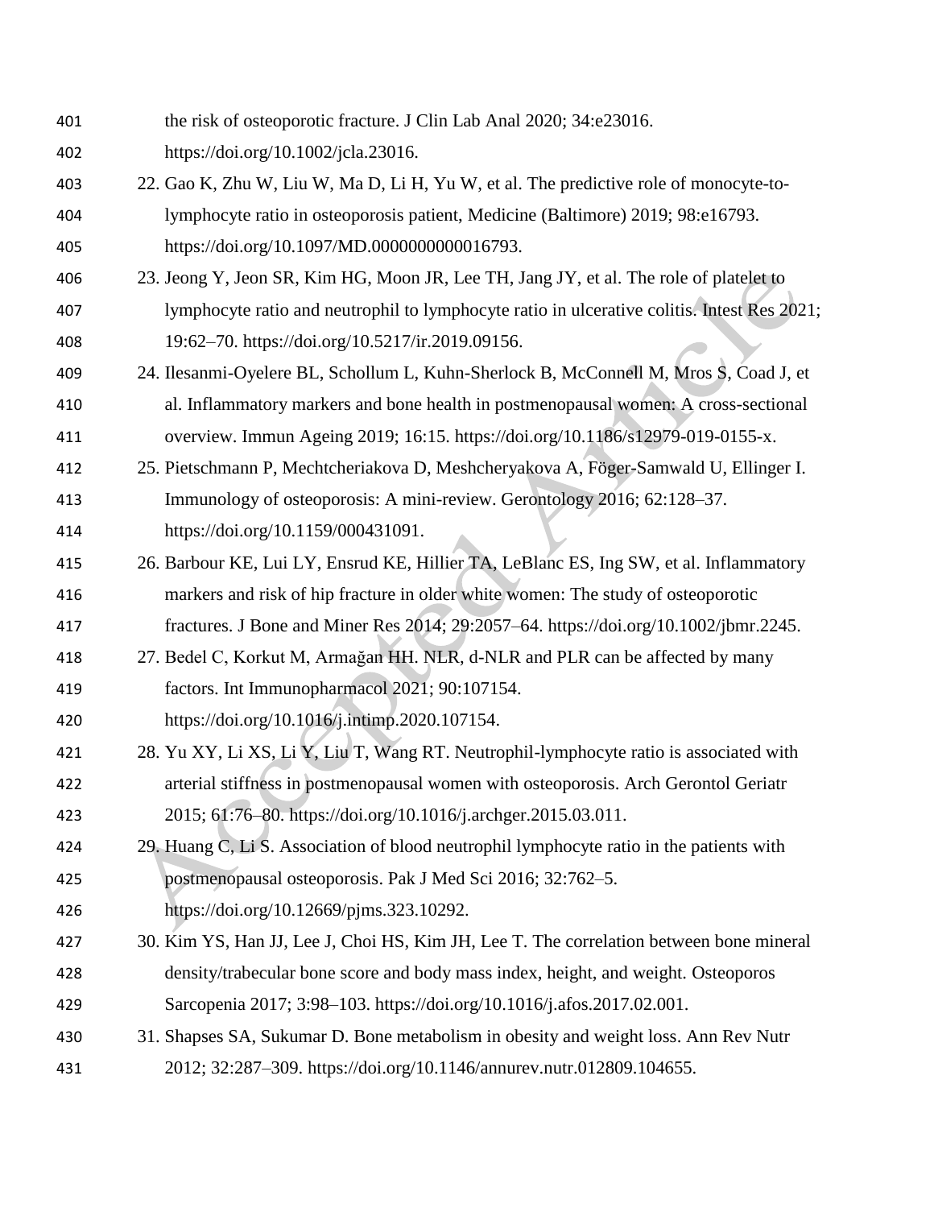the risk of osteoporotic fracture. J Clin Lab Anal 2020; 34:e23016. https://doi.org/10.1002/jcla.23016.

22. Gao K, Zhu W, Liu W, Ma D, Li H, Yu W, et al. The predictive role of monocyte-to-lymphocyte ratio in osteoporosis patient, Medicine (Baltimore) 2019; 98:e16793. https://doi.org/10.1097/MD.0000000000016793.
23. Jeong Y, Jeon SR, Kim HG, Moon JR, Lee TH, Jang JY, et al. The role of platelet to lymphocyte ratio and neutrophil to lymphocyte ratio in ulcerative colitis. Intest Res 2021; 19:62–70. https://doi.org/10.5217/ir.2019.09156.
24. Ilesanmi-Oyelere BL, Schollum L, Kuhn-Sherlock B, McConnell M, Mros S, Coad J, et al. Inflammatory markers and bone health in postmenopausal women: A cross-sectional overview. Immun Ageing 2019; 16:15. https://doi.org/10.1186/s12979-019-0155-x.
25. Pietschmann P, Mechtcheriakova D, Meshcheryakova A, Föger-Samwald U, Ellinger I. Immunology of osteoporosis: A mini-review. Gerontology 2016; 62:128–37. https://doi.org/10.1159/000431091.
26. Barbour KE, Lui LY, Ensrud KE, Hillier TA, LeBlanc ES, Ing SW, et al. Inflammatory markers and risk of hip fracture in older white women: The study of osteoporotic fractures. J Bone and Miner Res 2014; 29:2057–64. https://doi.org/10.1002/jbmr.2245.
27. Bedel C, Korkut M, Armağan HH. NLR, d-NLR and PLR can be affected by many factors. Int Immunopharmacol 2021; 90:107154. https://doi.org/10.1016/j.intimp.2020.107154.
28. Yu XY, Li XS, Li Y, Liu T, Wang RT. Neutrophil-lymphocyte ratio is associated with arterial stiffness in postmenopausal women with osteoporosis. Arch Gerontol Geriatr 2015; 61:76–80. https://doi.org/10.1016/j.archger.2015.03.011.
29. Huang C, Li S. Association of blood neutrophil lymphocyte ratio in the patients with postmenopausal osteoporosis. Pak J Med Sci 2016; 32:762–5. https://doi.org/10.12669/pjms.323.10292.
30. Kim YS, Han JJ, Lee J, Choi HS, Kim JH, Lee T. The correlation between bone mineral density/trabecular bone score and body mass index, height, and weight. Osteoporos Sarcopenia 2017; 3:98–103. https://doi.org/10.1016/j.afos.2017.02.001.
31. Shapses SA, Sukumar D. Bone metabolism in obesity and weight loss. Ann Rev Nutr 2012; 32:287–309. https://doi.org/10.1146/annurev.nutr.012809.104655.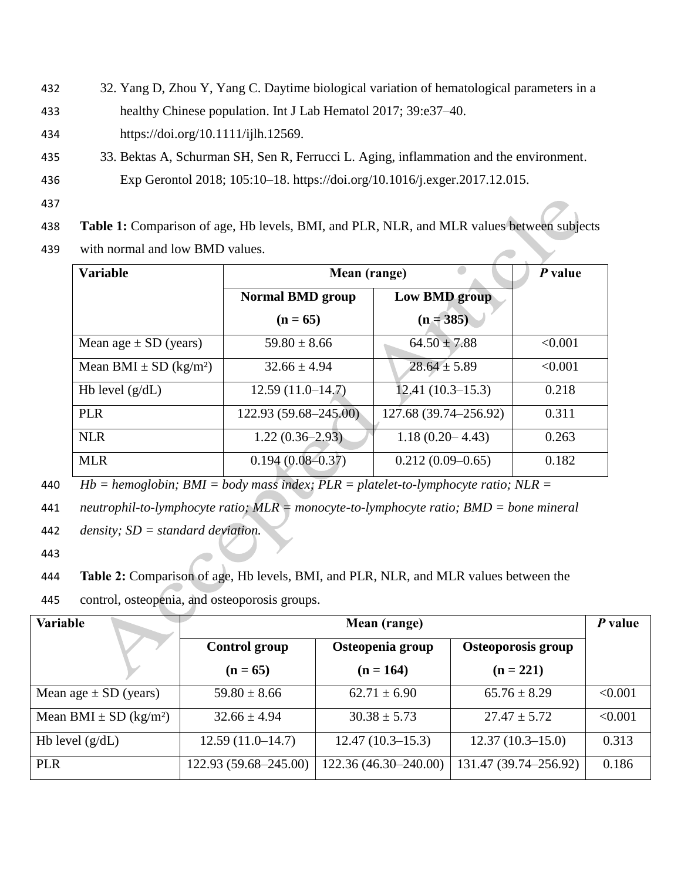32. Yang D, Zhou Y, Yang C. Daytime biological variation of hematological parameters in a healthy Chinese population. Int J Lab Hematol 2017; 39:e37–40. https://doi.org/10.1111/ijlh.12569.
33. Bektas A, Schurman SH, Sen R, Ferrucci L. Aging, inflammation and the environment. Exp Gerontol 2018; 105:10–18. https://doi.org/10.1016/j.exger.2017.12.015.

**Table 1:** Comparison of age, Hb levels, BMI, and PLR, NLR, and MLR values between subjects with normal and low BMD values.

| Variable | Mean (range) | | *P* value |
|---|---|---|---|
| | **Normal BMD group (n = 65)** | **Low BMD group (n = 385)** | |
| Mean age ± SD (years) | 59.80 ± 8.66 | 64.50 ± 7.88 | <0.001 |
| Mean BMI ± SD (kg/m²) | 32.66 ± 4.94 | 28.64 ± 5.89 | <0.001 |
| Hb level (g/dL) | 12.59 (11.0–14.7) | 12.41 (10.3–15.3) | 0.218 |
| PLR | 122.93 (59.68–245.00) | 127.68 (39.74–256.92) | 0.311 |
| NLR | 1.22 (0.36–2.93) | 1.18 (0.20– 4.43) | 0.263 |
| MLR | 0.194 (0.08–0.37) | 0.212 (0.09–0.65) | 0.182 |

*Hb = hemoglobin; BMI = body mass index; PLR = platelet-to-lymphocyte ratio; NLR = neutrophil-to-lymphocyte ratio; MLR = monocyte-to-lymphocyte ratio; BMD = bone mineral density; SD = standard deviation.*

**Table 2:** Comparison of age, Hb levels, BMI, and PLR, NLR, and MLR values between the control, osteopenia, and osteoporosis groups.

| Variable | Mean (range) | | | *P* value |
|---|---|---|---|---|
| | **Control group (n = 65)** | **Osteopenia group (n = 164)** | **Osteoporosis group (n = 221)** | |
| Mean age ± SD (years) | 59.80 ± 8.66 | 62.71 ± 6.90 | 65.76 ± 8.29 | <0.001 |
| Mean BMI ± SD (kg/m²) | 32.66 ± 4.94 | 30.38 ± 5.73 | 27.47 ± 5.72 | <0.001 |
| Hb level (g/dL) | 12.59 (11.0–14.7) | 12.47 (10.3–15.3) | 12.37 (10.3–15.0) | 0.313 |
| PLR | 122.93 (59.68–245.00) | 122.36 (46.30–240.00) | 131.47 (39.74–256.92) | 0.186 |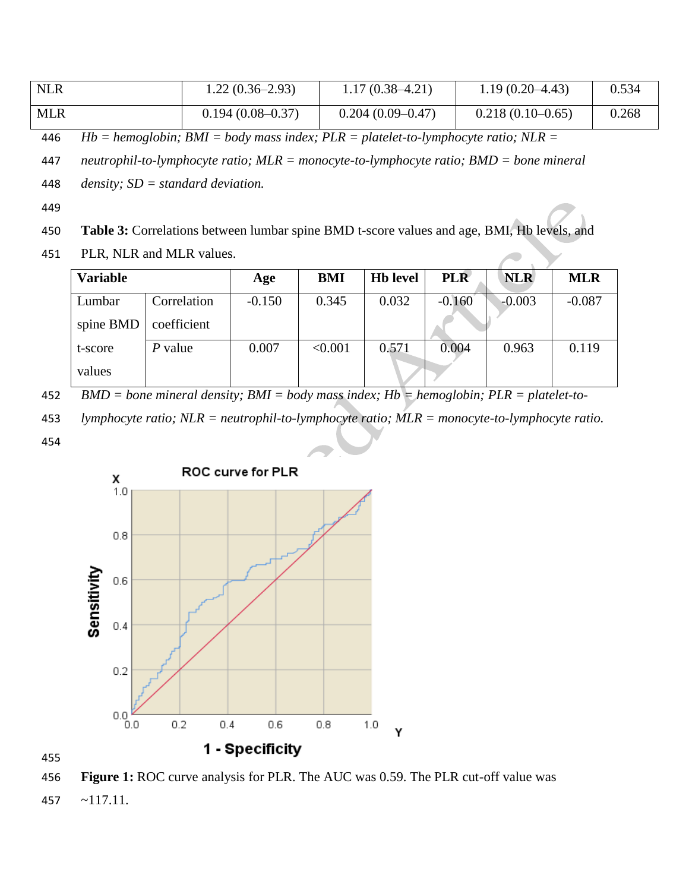| NLR | 1.22 (0.36–2.93) | 1.17 (0.38–4.21) | 1.19 (0.20–4.43) | 0.534 |
|---|---|---|---|---|
| MLR | 0.194 (0.08–0.37) | 0.204 (0.09–0.47) | 0.218 (0.10–0.65) | 0.268 |

*Hb = hemoglobin; BMI = body mass index; PLR = platelet-to-lymphocyte ratio; NLR = neutrophil-to-lymphocyte ratio; MLR = monocyte-to-lymphocyte ratio; BMD = bone mineral density; SD = standard deviation.*

**Table 3:** Correlations between lumbar spine BMD t-score values and age, BMI, Hb levels, and PLR, NLR and MLR values.

| Variable | | Age | BMI | Hb level | PLR | NLR | MLR |
|---|---|---|---|---|---|---|---|
| Lumbar spine BMD t-score values | Correlation coefficient | -0.150 | 0.345 | 0.032 | -0.160 | -0.003 | -0.087 |
| | *P* value | 0.007 | <0.001 | 0.571 | 0.004 | 0.963 | 0.119 |

*BMD = bone mineral density; BMI = body mass index; Hb = hemoglobin; PLR = platelet-to-lymphocyte ratio; NLR = neutrophil-to-lymphocyte ratio; MLR = monocyte-to-lymphocyte ratio.*

**Figure 1:** ROC curve analysis for PLR. The AUC was 0.59. The PLR cut-off value was ~117.11.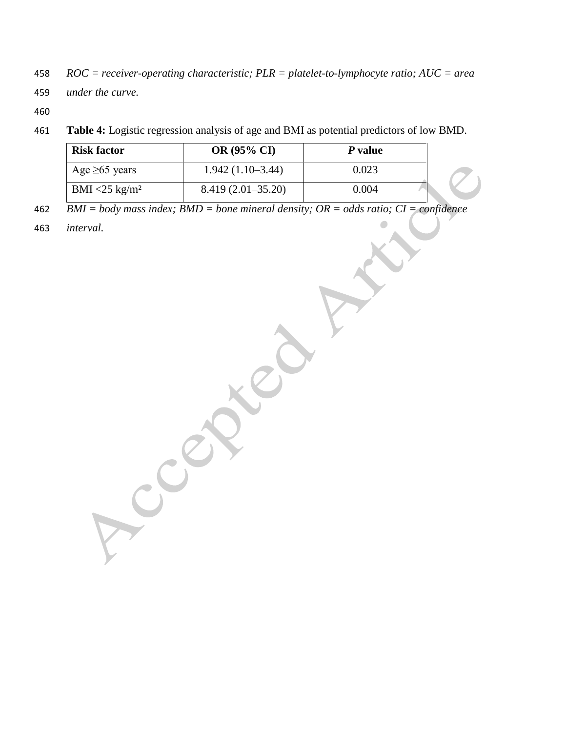*ROC = receiver-operating characteristic; PLR = platelet-to-lymphocyte ratio; AUC = area under the curve.*

**Table 4:** Logistic regression analysis of age and BMI as potential predictors of low BMD.

| **Risk factor** | **OR (95% CI)** | ***P* value** |
|---|---|---|
| Age ≥65 years | 1.942 (1.10–3.44) | 0.023 |
| BMI <25 kg/m² | 8.419 (2.01–35.20) | 0.004 |

*BMI = body mass index; BMD = bone mineral density; OR = odds ratio; CI = confidence interval.*